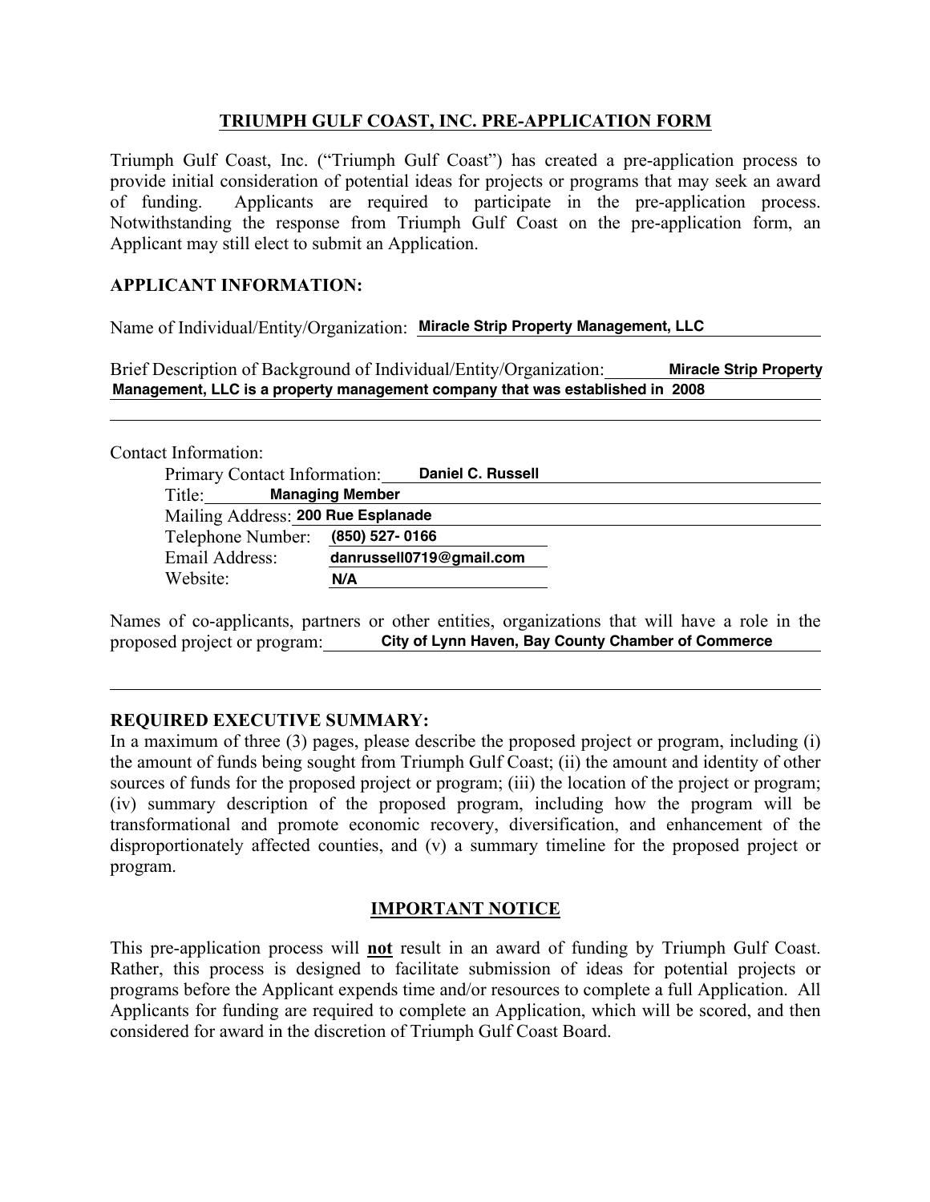## TRIUMPH GULF COAST, INC. PRE-APPLICATION FORM

Triumph Gulf Coast, Inc. ("Triumph Gulf Coast") has created a pre-application process to provide initial consideration of potential ideas for projects or programs that may seek an award of funding. Applicants are required to participate in the pre-application process. Notwithstanding the response from Triumph Gulf Coast on the pre-application form, an Applicant may still elect to submit an Application.

### APPLICANT INFORMATION:

Name of Individual/Entity/Organization: **Miracle Strip Property Management, LLC**

Brief Description of Background of Individual/Entity/Organization: **Miracle Strip Property Management, LLC is a property management company that was established in 2008**

Contact Information:

- Primary Contact Information: **Daniel C. Russell**
- Title: **Managing Member**
- Mailing Address: **200 Rue Esplanade**
- Telephone Number: **(850) 527- 0166**
- Email Address: **danrussell0719@gmail.com**
- Website: **N/A**

Names of co-applicants, partners or other entities, organizations that will have a role in the proposed project or program: **City of Lynn Haven, Bay County Chamber of Commerce**

### REQUIRED EXECUTIVE SUMMARY:

In a maximum of three (3) pages, please describe the proposed project or program, including (i) the amount of funds being sought from Triumph Gulf Coast; (ii) the amount and identity of other sources of funds for the proposed project or program; (iii) the location of the project or program; (iv) summary description of the proposed program, including how the program will be transformational and promote economic recovery, diversification, and enhancement of the disproportionately affected counties, and (v) a summary timeline for the proposed project or program.

### IMPORTANT NOTICE

This pre-application process will **not** result in an award of funding by Triumph Gulf Coast. Rather, this process is designed to facilitate submission of ideas for potential projects or programs before the Applicant expends time and/or resources to complete a full Application. All Applicants for funding are required to complete an Application, which will be scored, and then considered for award in the discretion of Triumph Gulf Coast Board.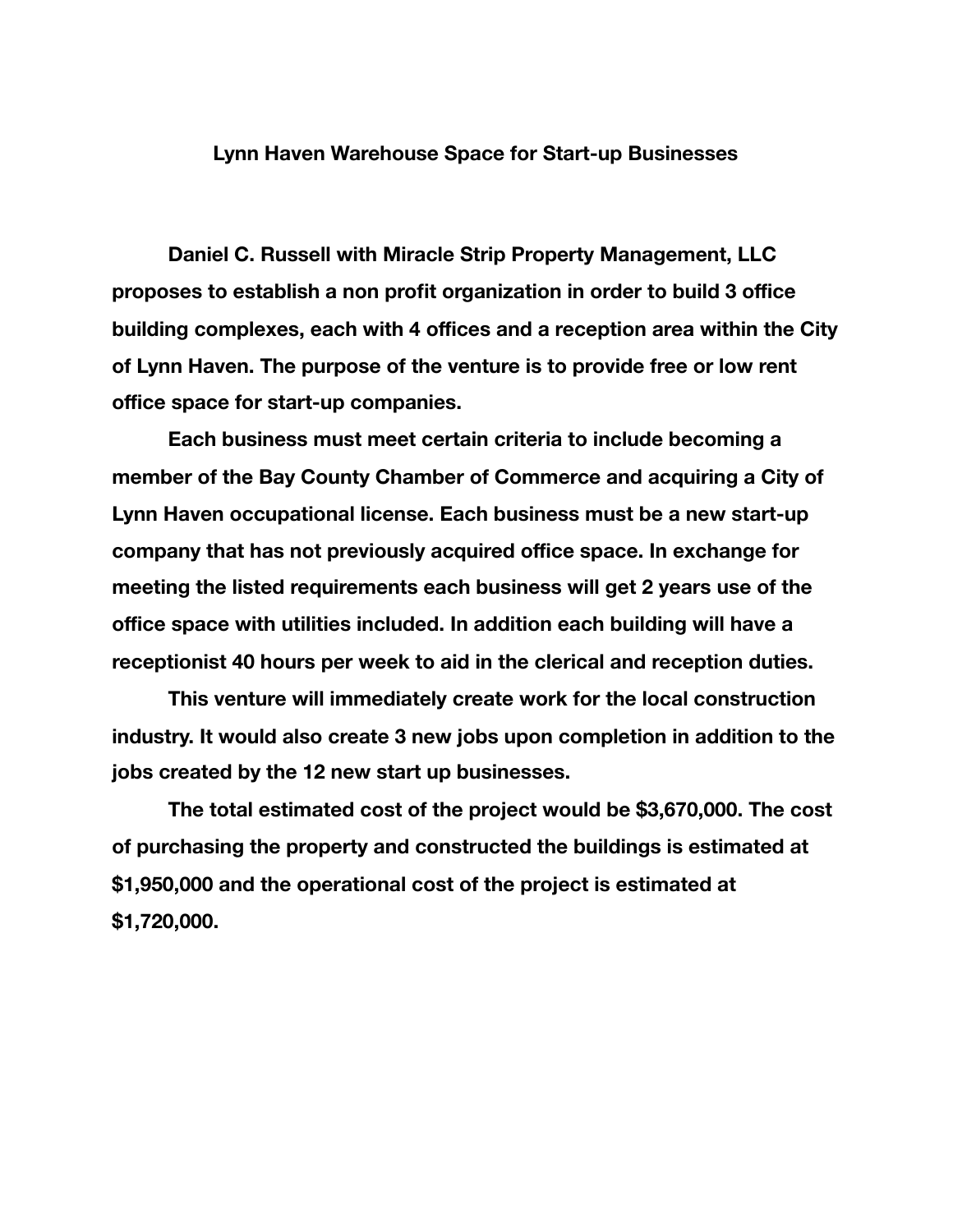## Lynn Haven Warehouse Space for Start-up Businesses

Daniel C. Russell with Miracle Strip Property Management, LLC proposes to establish a non profit organization in order to build 3 office building complexes, each with 4 offices and a reception area within the City of Lynn Haven. The purpose of the venture is to provide free or low rent office space for start-up companies.

Each business must meet certain criteria to include becoming a member of the Bay County Chamber of Commerce and acquiring a City of Lynn Haven occupational license. Each business must be a new start-up company that has not previously acquired office space. In exchange for meeting the listed requirements each business will get 2 years use of the office space with utilities included. In addition each building will have a receptionist 40 hours per week to aid in the clerical and reception duties.

This venture will immediately create work for the local construction industry. It would also create 3 new jobs upon completion in addition to the jobs created by the 12 new start up businesses.

The total estimated cost of the project would be $3,670,000. The cost of purchasing the property and constructed the buildings is estimated at $1,950,000 and the operational cost of the project is estimated at $1,720,000.